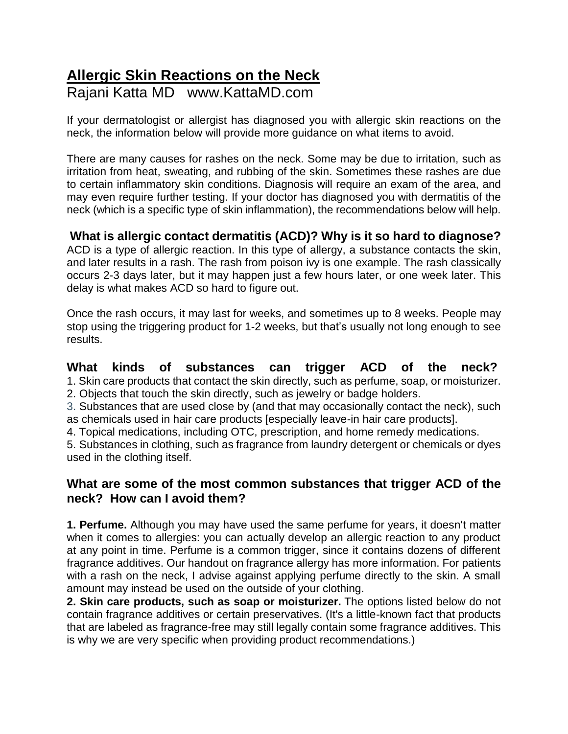# Allergic Skin Reactions on the Neck

Rajani Katta MD   www.KattaMD.com

If your dermatologist or allergist has diagnosed you with allergic skin reactions on the neck, the information below will provide more guidance on what items to avoid.

There are many causes for rashes on the neck. Some may be due to irritation, such as irritation from heat, sweating, and rubbing of the skin. Sometimes these rashes are due to certain inflammatory skin conditions. Diagnosis will require an exam of the area, and may even require further testing. If your doctor has diagnosed you with dermatitis of the neck (which is a specific type of skin inflammation), the recommendations below will help.

## What is allergic contact dermatitis (ACD)? Why is it so hard to diagnose?

ACD is a type of allergic reaction. In this type of allergy, a substance contacts the skin, and later results in a rash. The rash from poison ivy is one example. The rash classically occurs 2-3 days later, but it may happen just a few hours later, or one week later. This delay is what makes ACD so hard to figure out.

Once the rash occurs, it may last for weeks, and sometimes up to 8 weeks. People may stop using the triggering product for 1-2 weeks, but that's usually not long enough to see results.

## What kinds of substances can trigger ACD of the neck?

1. Skin care products that contact the skin directly, such as perfume, soap, or moisturizer.
2. Objects that touch the skin directly, such as jewelry or badge holders.
3. Substances that are used close by (and that may occasionally contact the neck), such as chemicals used in hair care products [especially leave-in hair care products].
4. Topical medications, including OTC, prescription, and home remedy medications.
5. Substances in clothing, such as fragrance from laundry detergent or chemicals or dyes used in the clothing itself.

## What are some of the most common substances that trigger ACD of the neck? How can I avoid them?

**1. Perfume.** Although you may have used the same perfume for years, it doesn't matter when it comes to allergies: you can actually develop an allergic reaction to any product at any point in time. Perfume is a common trigger, since it contains dozens of different fragrance additives. Our handout on fragrance allergy has more information. For patients with a rash on the neck, I advise against applying perfume directly to the skin. A small amount may instead be used on the outside of your clothing.

**2. Skin care products, such as soap or moisturizer.** The options listed below do not contain fragrance additives or certain preservatives. (It's a little-known fact that products that are labeled as fragrance-free may still legally contain some fragrance additives. This is why we are very specific when providing product recommendations.)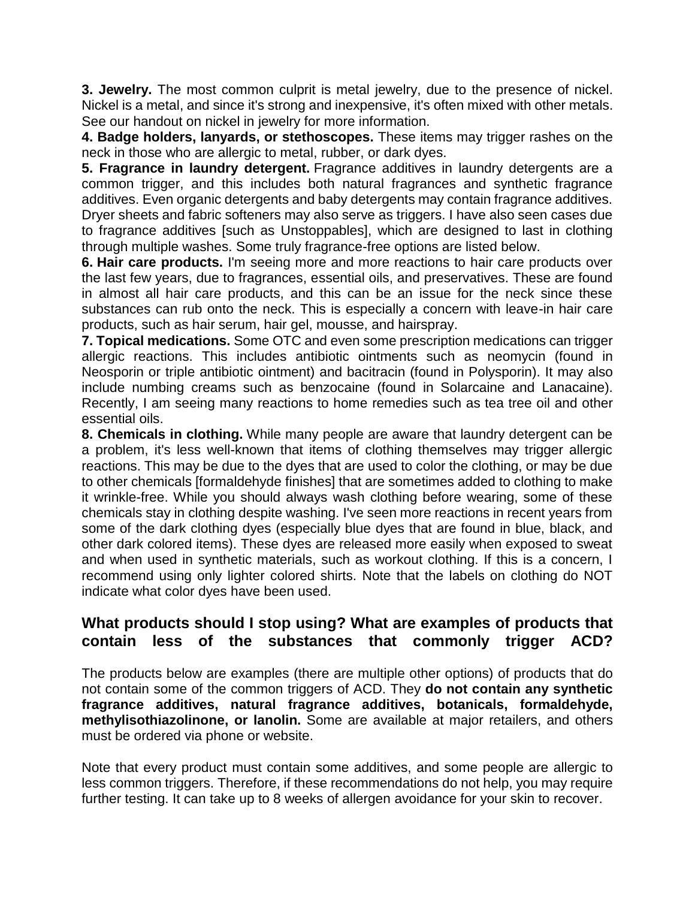**3. Jewelry.** The most common culprit is metal jewelry, due to the presence of nickel. Nickel is a metal, and since it's strong and inexpensive, it's often mixed with other metals. See our handout on nickel in jewelry for more information.

**4. Badge holders, lanyards, or stethoscopes.** These items may trigger rashes on the neck in those who are allergic to metal, rubber, or dark dyes.

**5. Fragrance in laundry detergent.** Fragrance additives in laundry detergents are a common trigger, and this includes both natural fragrances and synthetic fragrance additives. Even organic detergents and baby detergents may contain fragrance additives. Dryer sheets and fabric softeners may also serve as triggers. I have also seen cases due to fragrance additives [such as Unstoppables], which are designed to last in clothing through multiple washes. Some truly fragrance-free options are listed below.

**6. Hair care products.** I'm seeing more and more reactions to hair care products over the last few years, due to fragrances, essential oils, and preservatives. These are found in almost all hair care products, and this can be an issue for the neck since these substances can rub onto the neck. This is especially a concern with leave-in hair care products, such as hair serum, hair gel, mousse, and hairspray.

**7. Topical medications.** Some OTC and even some prescription medications can trigger allergic reactions. This includes antibiotic ointments such as neomycin (found in Neosporin or triple antibiotic ointment) and bacitracin (found in Polysporin). It may also include numbing creams such as benzocaine (found in Solarcaine and Lanacaine). Recently, I am seeing many reactions to home remedies such as tea tree oil and other essential oils.

**8. Chemicals in clothing.** While many people are aware that laundry detergent can be a problem, it's less well-known that items of clothing themselves may trigger allergic reactions. This may be due to the dyes that are used to color the clothing, or may be due to other chemicals [formaldehyde finishes] that are sometimes added to clothing to make it wrinkle-free. While you should always wash clothing before wearing, some of these chemicals stay in clothing despite washing. I've seen more reactions in recent years from some of the dark clothing dyes (especially blue dyes that are found in blue, black, and other dark colored items). These dyes are released more easily when exposed to sweat and when used in synthetic materials, such as workout clothing. If this is a concern, I recommend using only lighter colored shirts. Note that the labels on clothing do NOT indicate what color dyes have been used.

## What products should I stop using? What are examples of products that contain less of the substances that commonly trigger ACD?

The products below are examples (there are multiple other options) of products that do not contain some of the common triggers of ACD. They **do not contain any synthetic fragrance additives, natural fragrance additives, botanicals, formaldehyde, methylisothiazolinone, or lanolin.** Some are available at major retailers, and others must be ordered via phone or website.

Note that every product must contain some additives, and some people are allergic to less common triggers. Therefore, if these recommendations do not help, you may require further testing. It can take up to 8 weeks of allergen avoidance for your skin to recover.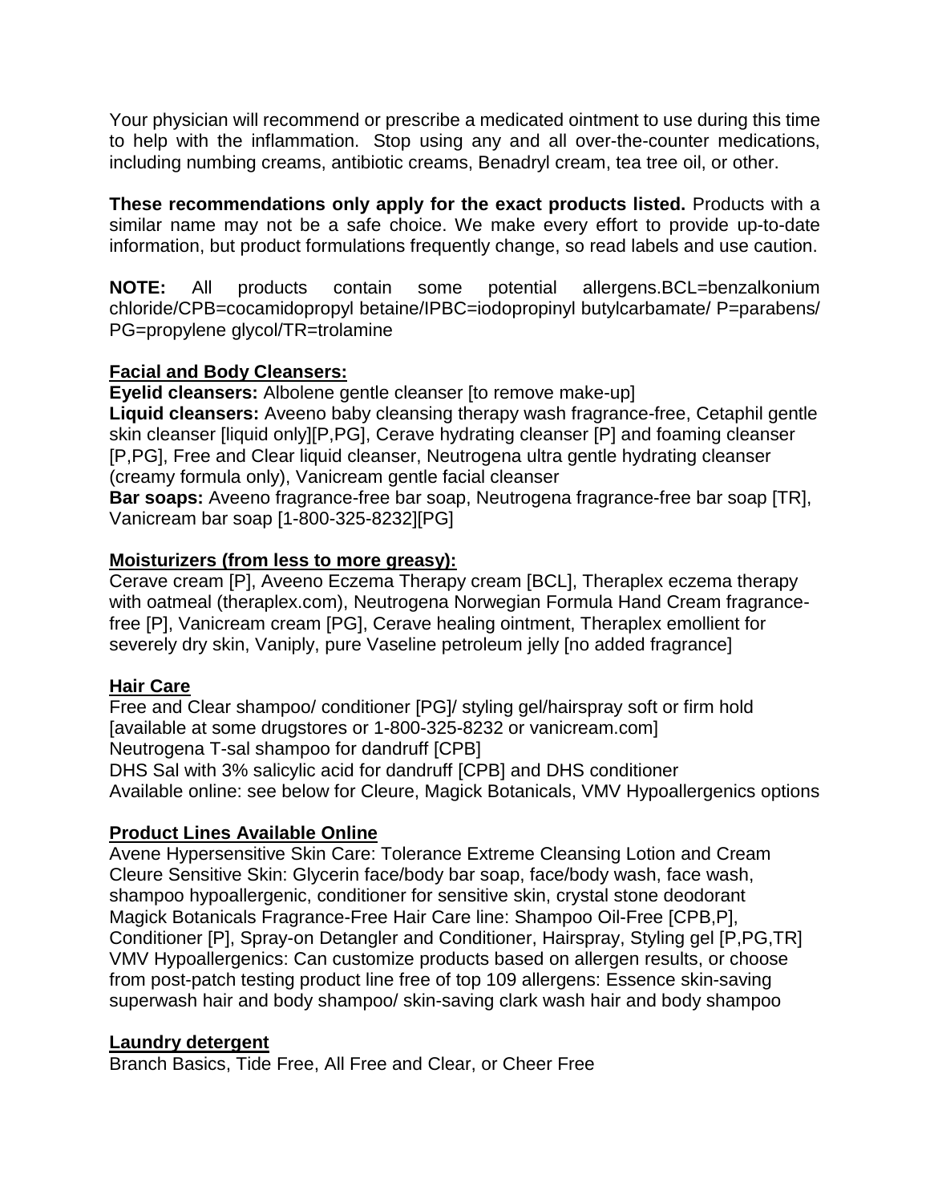Your physician will recommend or prescribe a medicated ointment to use during this time to help with the inflammation. Stop using any and all over-the-counter medications, including numbing creams, antibiotic creams, Benadryl cream, tea tree oil, or other.

**These recommendations only apply for the exact products listed.** Products with a similar name may not be a safe choice. We make every effort to provide up-to-date information, but product formulations frequently change, so read labels and use caution.

**NOTE:** All products contain some potential allergens.BCL=benzalkonium chloride/CPB=cocamidopropyl betaine/IPBC=iodopropinyl butylcarbamate/ P=parabens/ PG=propylene glycol/TR=trolamine

## Facial and Body Cleansers:

**Eyelid cleansers:** Albolene gentle cleanser [to remove make-up]
**Liquid cleansers:** Aveeno baby cleansing therapy wash fragrance-free, Cetaphil gentle skin cleanser [liquid only][P,PG], Cerave hydrating cleanser [P] and foaming cleanser [P,PG], Free and Clear liquid cleanser, Neutrogena ultra gentle hydrating cleanser (creamy formula only), Vanicream gentle facial cleanser
**Bar soaps:** Aveeno fragrance-free bar soap, Neutrogena fragrance-free bar soap [TR], Vanicream bar soap [1-800-325-8232][PG]

## Moisturizers (from less to more greasy):

Cerave cream [P], Aveeno Eczema Therapy cream [BCL], Theraplex eczema therapy with oatmeal (theraplex.com), Neutrogena Norwegian Formula Hand Cream fragrance-free [P], Vanicream cream [PG], Cerave healing ointment, Theraplex emollient for severely dry skin, Vaniply, pure Vaseline petroleum jelly [no added fragrance]

## Hair Care

Free and Clear shampoo/ conditioner [PG]/ styling gel/hairspray soft or firm hold [available at some drugstores or 1-800-325-8232 or vanicream.com]
Neutrogena T-sal shampoo for dandruff [CPB]
DHS Sal with 3% salicylic acid for dandruff [CPB] and DHS conditioner
Available online: see below for Cleure, Magick Botanicals, VMV Hypoallergenics options

## Product Lines Available Online

Avene Hypersensitive Skin Care: Tolerance Extreme Cleansing Lotion and Cream
Cleure Sensitive Skin: Glycerin face/body bar soap, face/body wash, face wash, shampoo hypoallergenic, conditioner for sensitive skin, crystal stone deodorant
Magick Botanicals Fragrance-Free Hair Care line: Shampoo Oil-Free [CPB,P], Conditioner [P], Spray-on Detangler and Conditioner, Hairspray, Styling gel [P,PG,TR]
VMV Hypoallergenics: Can customize products based on allergen results, or choose from post-patch testing product line free of top 109 allergens: Essence skin-saving superwash hair and body shampoo/ skin-saving clark wash hair and body shampoo

## Laundry detergent

Branch Basics, Tide Free, All Free and Clear, or Cheer Free